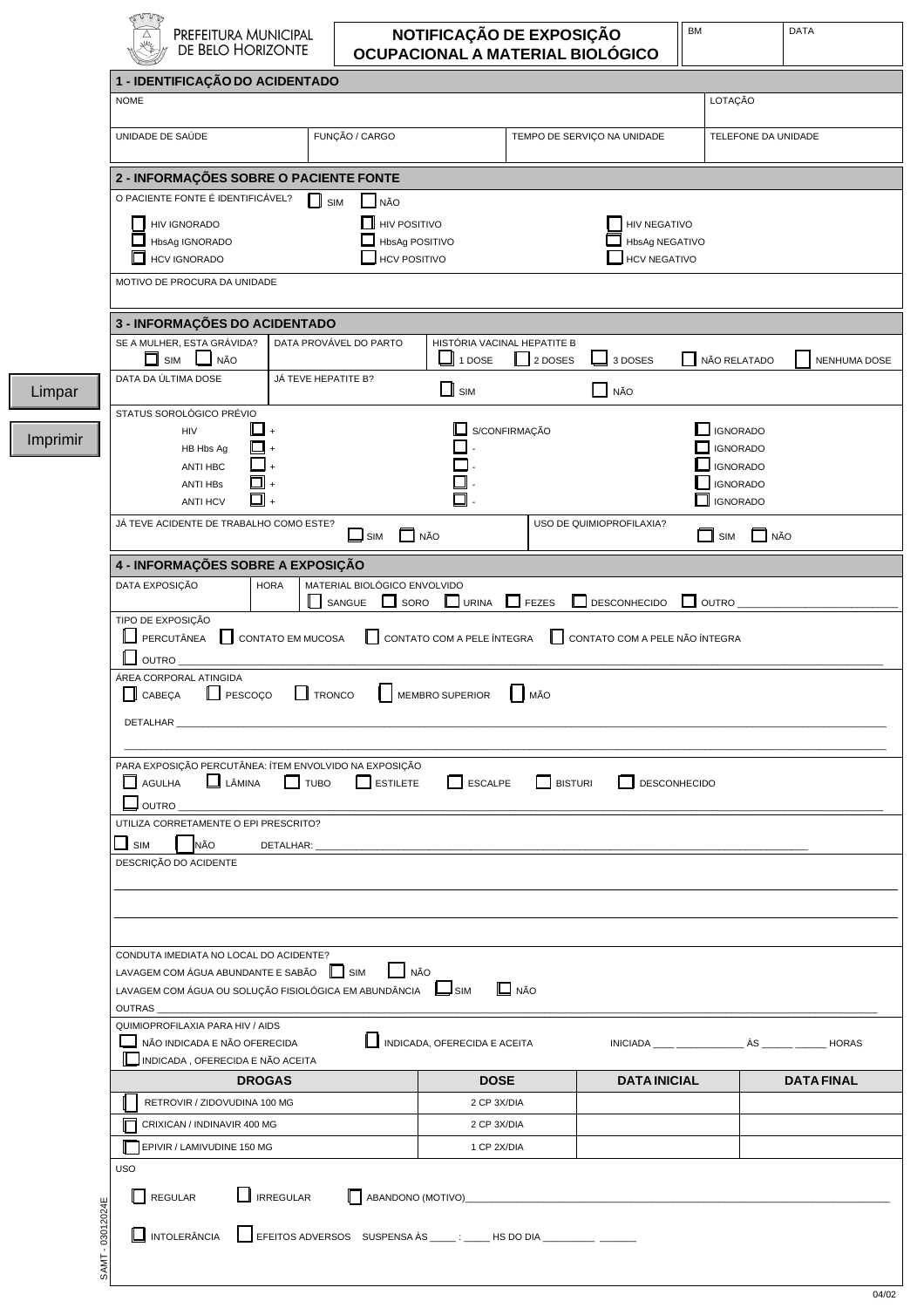PREFEITURA MUNICIPAL DE BELO HORIZONTE

# NOTIFICAÇÃO DE EXPOSIÇÃO OCUPACIONAL A MATERIAL BIOLÓGICO

| BM | DATA |
|---|---|
| | |

Limpar

Imprimir

## 1 - IDENTIFICAÇÃO DO ACIDENTADO

| NOME | | | LOTAÇÃO |
|---|---|---|---|
| UNIDADE DE SAÚDE | FUNÇÃO / CARGO | TEMPO DE SERVIÇO NA UNIDADE | TELEFONE DA UNIDADE |

## 2 - INFORMAÇÕES SOBRE O PACIENTE FONTE

O PACIENTE FONTE É IDENTIFICÁVEL? ☐ SIM ☐ NÃO

| | | |
|---|---|---|
| ☐ HIV IGNORADO | ☐ HIV POSITIVO | ☐ HIV NEGATIVO |
| ☐ HbsAg IGNORADO | ☐ HbsAg POSITIVO | ☐ HbsAg NEGATIVO |
| ☐ HCV IGNORADO | ☐ HCV POSITIVO | ☐ HCV NEGATIVO |

MOTIVO DE PROCURA DA UNIDADE

## 3 - INFORMAÇÕES DO ACIDENTADO

SE A MULHER, ESTA GRÁVIDA? ☐ SIM ☐ NÃO

DATA PROVÁVEL DO PARTO

HISTÓRIA VACINAL HEPATITE B ☐ 1 DOSE ☐ 2 DOSES ☐ 3 DOSES ☐ NÃO RELATADO ☐ NENHUMA DOSE

DATA DA ÚLTIMA DOSE

JÁ TEVE HEPATITE B? ☐ SIM ☐ NÃO

STATUS SOROLÓGICO PRÉVIO

| | | | |
|---|---|---|---|
| HIV | ☐ + | ☐ S/CONFIRMAÇÃO | ☐ IGNORADO |
| HB Hbs Ag | ☐ + | ☐ - | ☐ IGNORADO |
| ANTI HBC | ☐ + | ☐ - | ☐ IGNORADO |
| ANTI HBs | ☐ + | ☐ - | ☐ IGNORADO |
| ANTI HCV | ☐ + | ☐ - | ☐ IGNORADO |

JÁ TEVE ACIDENTE DE TRABALHO COMO ESTE? ☐ SIM ☐ NÃO

USO DE QUIMIOPROFILAXIA? ☐ SIM ☐ NÃO

## 4 - INFORMAÇÕES SOBRE A EXPOSIÇÃO

DATA EXPOSIÇÃO

HORA

MATERIAL BIOLÓGICO ENVOLVIDO ☐ SANGUE ☐ SORO ☐ URINA ☐ FEZES ☐ DESCONHECIDO ☐ OUTRO ____________________________

TIPO DE EXPOSIÇÃO

☐ PERCUTÂNEA ☐ CONTATO EM MUCOSA ☐ CONTATO COM A PELE ÍNTEGRA ☐ CONTATO COM A PELE NÃO ÍNTEGRA

☐ OUTRO ____________________________

ÁREA CORPORAL ATINGIDA

☐ CABEÇA ☐ PESCOÇO ☐ TRONCO ☐ MEMBRO SUPERIOR ☐ MÃO

DETALHAR ____________________________

____________________________

PARA EXPOSIÇÃO PERCUTÂNEA: ÍTEM ENVOLVIDO NA EXPOSIÇÃO

☐ AGULHA ☐ LÂMINA ☐ TUBO ☐ ESTILETE ☐ ESCALPE ☐ BISTURI ☐ DESCONHECIDO

☐ OUTRO ____________________________

UTILIZA CORRETAMENTE O EPI PRESCRITO?

☐ SIM ☐ NÃO DETALHAR: ____________________________

DESCRIÇÃO DO ACIDENTE

____________________________

____________________________

CONDUTA IMEDIATA NO LOCAL DO ACIDENTE?

LAVAGEM COM ÁGUA ABUNDANTE E SABÃO ☐ SIM ☐ NÃO

LAVAGEM COM ÁGUA OU SOLUÇÃO FISIOLÓGICA EM ABUNDÂNCIA ☐ SIM ☐ NÃO

OUTRAS ____________________________

QUIMIOPROFILAXIA PARA HIV / AIDS

☐ NÃO INDICADA E NÃO OFERECIDA ☐ INDICADA, OFERECIDA E ACEITA INICIADA ____ ____________ ÀS ______ ______ HORAS

☐ INDICADA , OFERECIDA E NÃO ACEITA

| DROGAS | DOSE | DATA INICIAL | DATA FINAL |
|---|---|---|---|
| ☐ RETROVIR / ZIDOVUDINA 100 MG | 2 CP 3X/DIA | | |
| ☐ CRIXICAN / INDINAVIR 400 MG | 2 CP 3X/DIA | | |
| ☐ EPIVIR / LAMIVUDINE 150 MG | 1 CP 2X/DIA | | |

USO

☐ REGULAR ☐ IRREGULAR ☐ ABANDONO (MOTIVO)____________________________

☐ INTOLERÂNCIA ☐ EFEITOS ADVERSOS SUSPENSA ÀS _____ : _____ HS DO DIA _________ _______

SAMT - 03012024E

04/02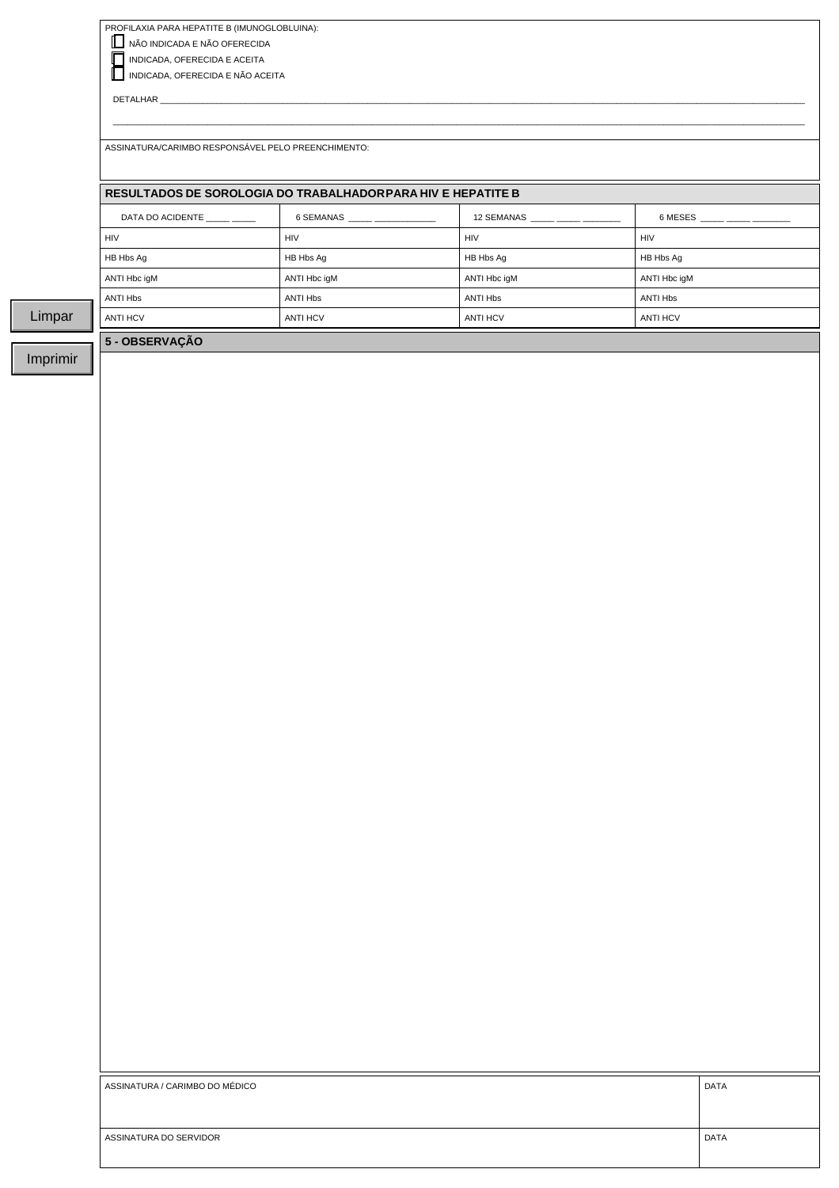PROFILAXIA PARA HEPATITE B (IMUNOGLOBLUINA):

- [ ] NÃO INDICADA E NÃO OFERECIDA
- [ ] INDICADA, OFERECIDA E ACEITA
- [ ] INDICADA, OFERECIDA E NÃO ACEITA

DETALHAR ____________________________________________________________________________________________________

____________________________________________________________________________________________________

ASSINATURA/CARIMBO RESPONSÁVEL PELO PREENCHIMENTO:

## RESULTADOS DE SOROLOGIA DO TRABALHADOR PARA HIV E HEPATITE B

| DATA DO ACIDENTE _____ _____ | 6 SEMANAS _____ _____________ | 12 SEMANAS _____ _____ ________ | 6 MESES _____ _____ ________ |
|---|---|---|---|
| HIV | HIV | HIV | HIV |
| HB Hbs Ag | HB Hbs Ag | HB Hbs Ag | HB Hbs Ag |
| ANTI Hbc igM | ANTI Hbc igM | ANTI Hbc igM | ANTI Hbc igM |
| ANTI Hbs | ANTI Hbs | ANTI Hbs | ANTI Hbs |
| ANTI HCV | ANTI HCV | ANTI HCV | ANTI HCV |

Limpar

Imprimir

## 5 - OBSERVAÇÃO

| | |
|---|---|
| ASSINATURA / CARIMBO DO MÉDICO | DATA |
| ASSINATURA DO SERVIDOR | DATA |